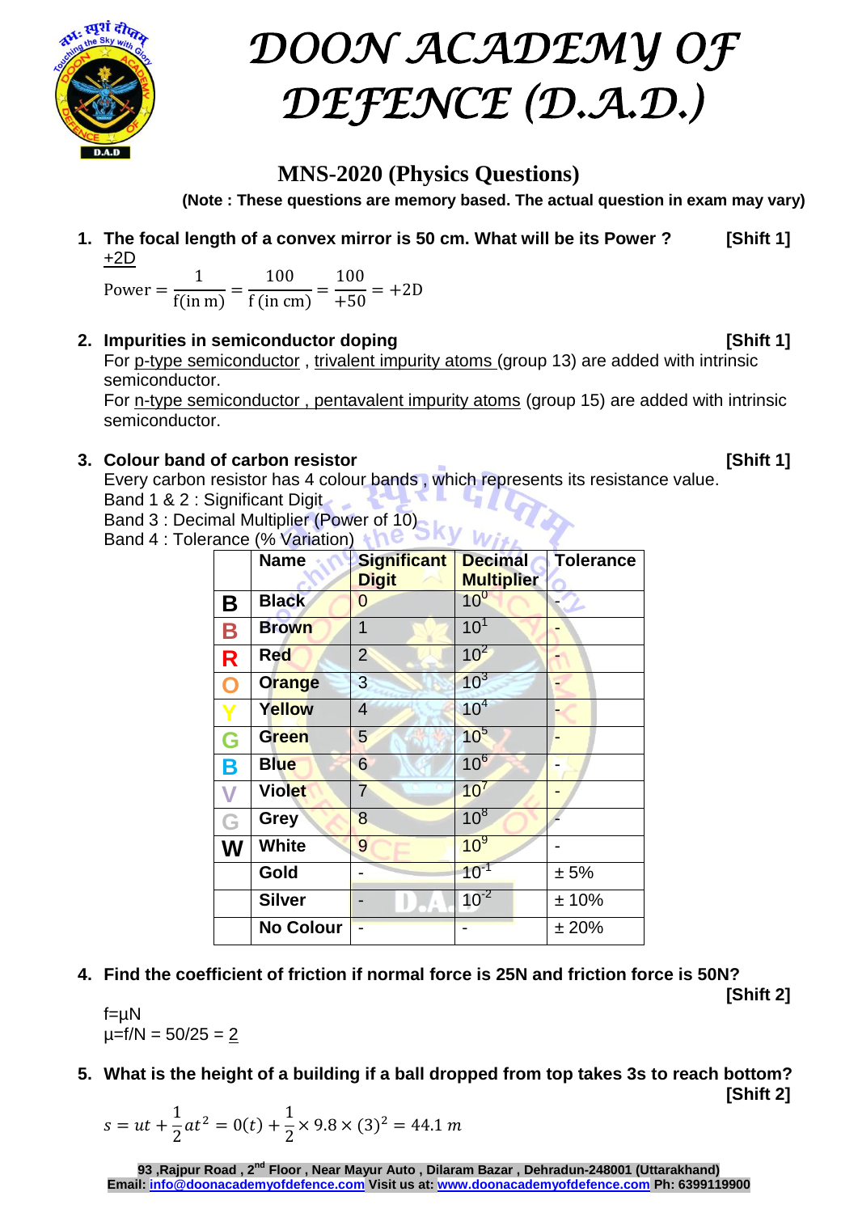# DOON ACADEMY OF DEFENCE (D.A.D.)

## MNS-2020 (Physics Questions)

**(Note : These questions are memory based. The actual question in exam may vary)**

1. **The focal length of a convex mirror is 50 cm. What will be its Power ? [Shift 1]**
   +2D

   $$\text{Power} = \frac{1}{\text{f(in m)}} = \frac{100}{\text{f (in cm)}} = \frac{100}{+50} = +2\text{D}$$

2. **Impurities in semiconductor doping [Shift 1]**
   For p-type semiconductor , trivalent impurity atoms (group 13) are added with intrinsic semiconductor.
   For n-type semiconductor , pentavalent impurity atoms (group 15) are added with intrinsic semiconductor.

3. **Colour band of carbon resistor [Shift 1]**
   Every carbon resistor has 4 colour bands , which represents its resistance value.
   Band 1 & 2 : Significant Digit
   Band 3 : Decimal Multiplier (Power of 10)
   Band 4 : Tolerance (% Variation)

| | Name | Significant Digit | Decimal Multiplier | Tolerance |
|---|---|---|---|---|
| B | Black | 0 | $10^0$ | - |
| B | Brown | 1 | $10^1$ | - |
| R | Red | 2 | $10^2$ | - |
| O | Orange | 3 | $10^3$ | - |
| Y | Yellow | 4 | $10^4$ | - |
| G | Green | 5 | $10^5$ | - |
| B | Blue | 6 | $10^6$ | - |
| V | Violet | 7 | $10^7$ | - |
| G | Grey | 8 | $10^8$ | - |
| W | White | 9 | $10^9$ | - |
| | Gold | - | $10^{-1}$ | ± 5% |
| | Silver | - | $10^{-2}$ | ± 10% |
| | No Colour | - | - | ± 20% |

4. **Find the coefficient of friction if normal force is 25N and friction force is 50N? [Shift 2]**

   f=μN
   μ=f/N = 50/25 = 2

5. **What is the height of a building if a ball dropped from top takes 3s to reach bottom? [Shift 2]**

   $$s = ut + \frac{1}{2}at^2 = 0(t) + \frac{1}{2} \times 9.8 \times (3)^2 = 44.1\ m$$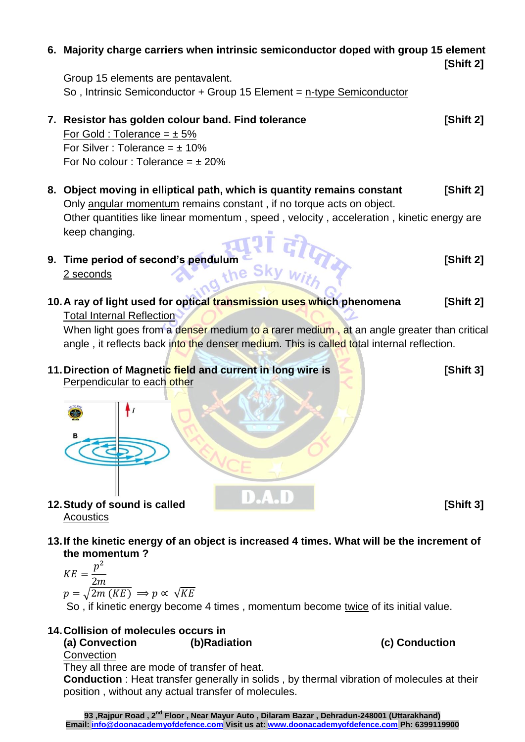**6. Majority charge carriers when intrinsic semiconductor doped with group 15 element** **[Shift 2]**

Group 15 elements are pentavalent.
So , Intrinsic Semiconductor + Group 15 Element = n-type Semiconductor

**7. Resistor has golden colour band. Find tolerance** **[Shift 2]**

For Gold : Tolerance = ± 5%
For Silver : Tolerance = ± 10%
For No colour : Tolerance = ± 20%

**8. Object moving in elliptical path, which is quantity remains constant** **[Shift 2]**

Only angular momentum remains constant , if no torque acts on object.
Other quantities like linear momentum , speed , velocity , acceleration , kinetic energy are keep changing.

**9. Time period of second's pendulum** **[Shift 2]**

2 seconds

**10. A ray of light used for optical transmission uses which phenomena** **[Shift 2]**

Total Internal Reflection
When light goes from a denser medium to a rarer medium , at an angle greater than critical angle , it reflects back into the denser medium. This is called total internal reflection.

**11. Direction of Magnetic field and current in long wire is** **[Shift 3]**

Perpendicular to each other

**12. Study of sound is called** **[Shift 3]**

Acoustics

**13. If the kinetic energy of an object is increased 4 times. What will be the increment of the momentum ?**

$$KE = \frac{p^2}{2m}$$

$$p = \sqrt{2m\,(KE)} \implies p \propto \sqrt{KE}$$

So , if kinetic energy become 4 times , momentum become twice of its initial value.

**14. Collision of molecules occurs in**
**(a) Convection** **(b)Radiation** **(c) Conduction**

Convection
They all three are mode of transfer of heat.
**Conduction** : Heat transfer generally in solids , by thermal vibration of molecules at their position , without any actual transfer of molecules.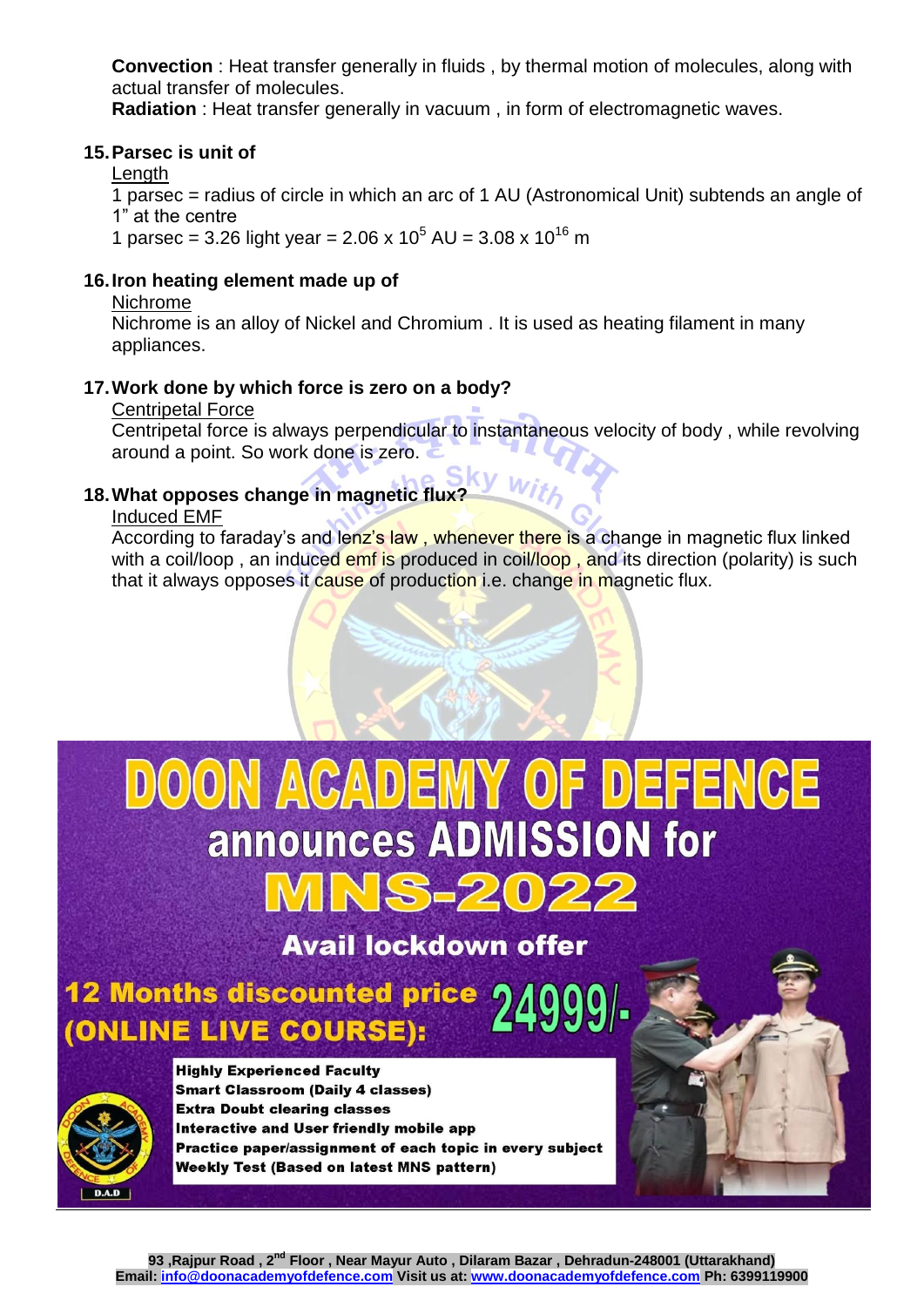**Convection** : Heat transfer generally in fluids , by thermal motion of molecules, along with actual transfer of molecules.
**Radiation** : Heat transfer generally in vacuum , in form of electromagnetic waves.

**15. Parsec is unit of**

Length

1 parsec = radius of circle in which an arc of 1 AU (Astronomical Unit) subtends an angle of 1" at the centre

1 parsec = 3.26 light year = $2.06 \times 10^5$ AU = $3.08 \times 10^{16}$ m

**16. Iron heating element made up of**

Nichrome

Nichrome is an alloy of Nickel and Chromium . It is used as heating filament in many appliances.

**17. Work done by which force is zero on a body?**

Centripetal Force

Centripetal force is always perpendicular to instantaneous velocity of body , while revolving around a point. So work done is zero.

**18. What opposes change in magnetic flux?**

Induced EMF

According to faraday's and lenz's law , whenever there is a change in magnetic flux linked with a coil/loop , an induced emf is produced in coil/loop , and its direction (polarity) is such that it always opposes it cause of production i.e. change in magnetic flux.

**DOON ACADEMY OF DEFENCE**
**announces ADMISSION for**
**MNS-2022**

**Avail lockdown offer**

**12 Months discounted price (ONLINE LIVE COURSE): 24999/-**

- Highly Experienced Faculty
- Smart Classroom (Daily 4 classes)
- Extra Doubt clearing classes
- Interactive and User friendly mobile app
- Practice paper/assignment of each topic in every subject
- Weekly Test (Based on latest MNS pattern)

93 ,Rajpur Road , 2nd Floor , Near Mayur Auto , Dilaram Bazar , Dehradun-248001 (Uttarakhand)
Email: info@doonacademyofdefence.com Visit us at: www.doonacademyofdefence.com Ph: 6399119900